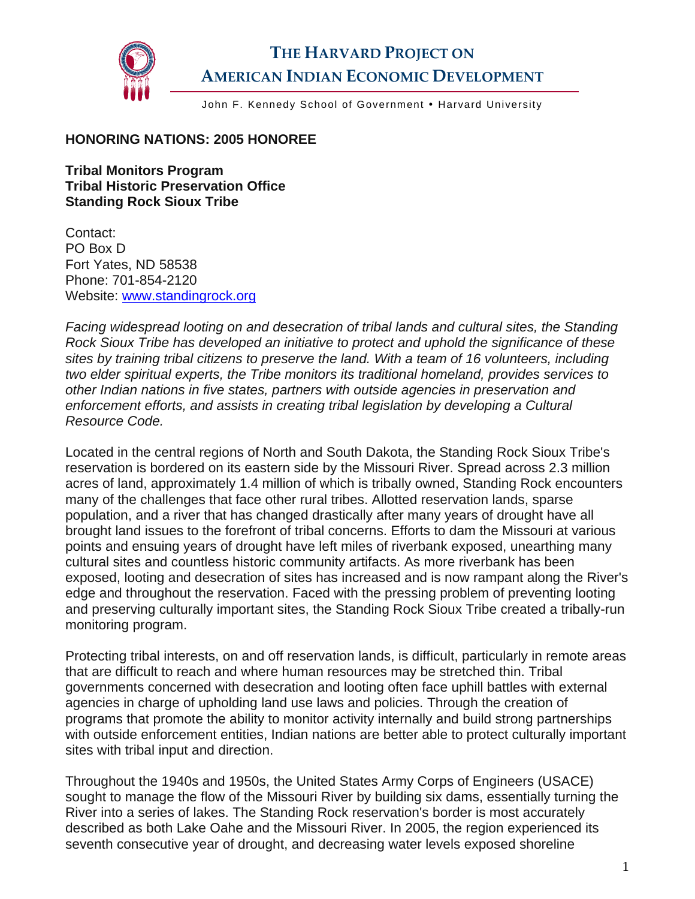# THE HARVARD PROJECT ON AMERICAN INDIAN ECONOMIC DEVELOPMENT

John F. Kennedy School of Government • Harvard University

**HONORING NATIONS: 2005 HONOREE**

**Tribal Monitors Program**
**Tribal Historic Preservation Office**
**Standing Rock Sioux Tribe**

Contact:
PO Box D
Fort Yates, ND 58538
Phone: 701-854-2120
Website: [www.standingrock.org](http://www.standingrock.org)

*Facing widespread looting on and desecration of tribal lands and cultural sites, the Standing Rock Sioux Tribe has developed an initiative to protect and uphold the significance of these sites by training tribal citizens to preserve the land. With a team of 16 volunteers, including two elder spiritual experts, the Tribe monitors its traditional homeland, provides services to other Indian nations in five states, partners with outside agencies in preservation and enforcement efforts, and assists in creating tribal legislation by developing a Cultural Resource Code.*

Located in the central regions of North and South Dakota, the Standing Rock Sioux Tribe's reservation is bordered on its eastern side by the Missouri River. Spread across 2.3 million acres of land, approximately 1.4 million of which is tribally owned, Standing Rock encounters many of the challenges that face other rural tribes. Allotted reservation lands, sparse population, and a river that has changed drastically after many years of drought have all brought land issues to the forefront of tribal concerns. Efforts to dam the Missouri at various points and ensuing years of drought have left miles of riverbank exposed, unearthing many cultural sites and countless historic community artifacts. As more riverbank has been exposed, looting and desecration of sites has increased and is now rampant along the River's edge and throughout the reservation. Faced with the pressing problem of preventing looting and preserving culturally important sites, the Standing Rock Sioux Tribe created a tribally-run monitoring program.

Protecting tribal interests, on and off reservation lands, is difficult, particularly in remote areas that are difficult to reach and where human resources may be stretched thin. Tribal governments concerned with desecration and looting often face uphill battles with external agencies in charge of upholding land use laws and policies. Through the creation of programs that promote the ability to monitor activity internally and build strong partnerships with outside enforcement entities, Indian nations are better able to protect culturally important sites with tribal input and direction.

Throughout the 1940s and 1950s, the United States Army Corps of Engineers (USACE) sought to manage the flow of the Missouri River by building six dams, essentially turning the River into a series of lakes. The Standing Rock reservation's border is most accurately described as both Lake Oahe and the Missouri River. In 2005, the region experienced its seventh consecutive year of drought, and decreasing water levels exposed shoreline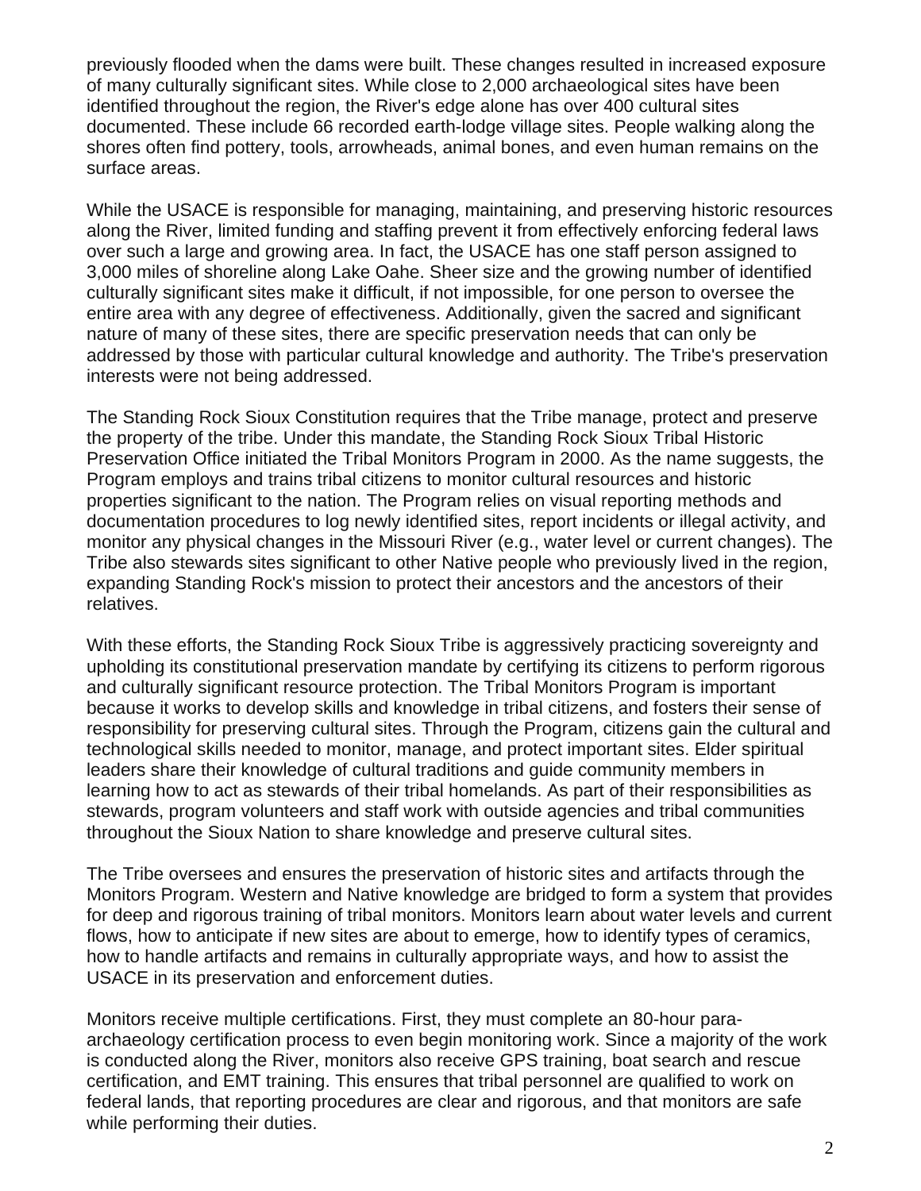previously flooded when the dams were built. These changes resulted in increased exposure of many culturally significant sites. While close to 2,000 archaeological sites have been identified throughout the region, the River's edge alone has over 400 cultural sites documented. These include 66 recorded earth-lodge village sites. People walking along the shores often find pottery, tools, arrowheads, animal bones, and even human remains on the surface areas.

While the USACE is responsible for managing, maintaining, and preserving historic resources along the River, limited funding and staffing prevent it from effectively enforcing federal laws over such a large and growing area. In fact, the USACE has one staff person assigned to 3,000 miles of shoreline along Lake Oahe. Sheer size and the growing number of identified culturally significant sites make it difficult, if not impossible, for one person to oversee the entire area with any degree of effectiveness. Additionally, given the sacred and significant nature of many of these sites, there are specific preservation needs that can only be addressed by those with particular cultural knowledge and authority. The Tribe's preservation interests were not being addressed.

The Standing Rock Sioux Constitution requires that the Tribe manage, protect and preserve the property of the tribe. Under this mandate, the Standing Rock Sioux Tribal Historic Preservation Office initiated the Tribal Monitors Program in 2000. As the name suggests, the Program employs and trains tribal citizens to monitor cultural resources and historic properties significant to the nation. The Program relies on visual reporting methods and documentation procedures to log newly identified sites, report incidents or illegal activity, and monitor any physical changes in the Missouri River (e.g., water level or current changes). The Tribe also stewards sites significant to other Native people who previously lived in the region, expanding Standing Rock's mission to protect their ancestors and the ancestors of their relatives.

With these efforts, the Standing Rock Sioux Tribe is aggressively practicing sovereignty and upholding its constitutional preservation mandate by certifying its citizens to perform rigorous and culturally significant resource protection. The Tribal Monitors Program is important because it works to develop skills and knowledge in tribal citizens, and fosters their sense of responsibility for preserving cultural sites. Through the Program, citizens gain the cultural and technological skills needed to monitor, manage, and protect important sites. Elder spiritual leaders share their knowledge of cultural traditions and guide community members in learning how to act as stewards of their tribal homelands. As part of their responsibilities as stewards, program volunteers and staff work with outside agencies and tribal communities throughout the Sioux Nation to share knowledge and preserve cultural sites.

The Tribe oversees and ensures the preservation of historic sites and artifacts through the Monitors Program. Western and Native knowledge are bridged to form a system that provides for deep and rigorous training of tribal monitors. Monitors learn about water levels and current flows, how to anticipate if new sites are about to emerge, how to identify types of ceramics, how to handle artifacts and remains in culturally appropriate ways, and how to assist the USACE in its preservation and enforcement duties.

Monitors receive multiple certifications. First, they must complete an 80-hour para-archaeology certification process to even begin monitoring work. Since a majority of the work is conducted along the River, monitors also receive GPS training, boat search and rescue certification, and EMT training. This ensures that tribal personnel are qualified to work on federal lands, that reporting procedures are clear and rigorous, and that monitors are safe while performing their duties.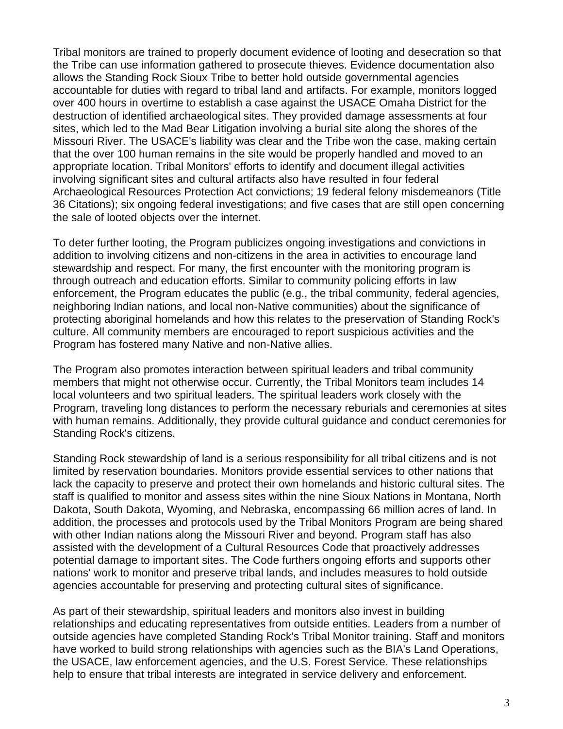Tribal monitors are trained to properly document evidence of looting and desecration so that the Tribe can use information gathered to prosecute thieves. Evidence documentation also allows the Standing Rock Sioux Tribe to better hold outside governmental agencies accountable for duties with regard to tribal land and artifacts. For example, monitors logged over 400 hours in overtime to establish a case against the USACE Omaha District for the destruction of identified archaeological sites. They provided damage assessments at four sites, which led to the Mad Bear Litigation involving a burial site along the shores of the Missouri River. The USACE's liability was clear and the Tribe won the case, making certain that the over 100 human remains in the site would be properly handled and moved to an appropriate location. Tribal Monitors' efforts to identify and document illegal activities involving significant sites and cultural artifacts also have resulted in four federal Archaeological Resources Protection Act convictions; 19 federal felony misdemeanors (Title 36 Citations); six ongoing federal investigations; and five cases that are still open concerning the sale of looted objects over the internet.

To deter further looting, the Program publicizes ongoing investigations and convictions in addition to involving citizens and non-citizens in the area in activities to encourage land stewardship and respect. For many, the first encounter with the monitoring program is through outreach and education efforts. Similar to community policing efforts in law enforcement, the Program educates the public (e.g., the tribal community, federal agencies, neighboring Indian nations, and local non-Native communities) about the significance of protecting aboriginal homelands and how this relates to the preservation of Standing Rock's culture. All community members are encouraged to report suspicious activities and the Program has fostered many Native and non-Native allies.

The Program also promotes interaction between spiritual leaders and tribal community members that might not otherwise occur. Currently, the Tribal Monitors team includes 14 local volunteers and two spiritual leaders. The spiritual leaders work closely with the Program, traveling long distances to perform the necessary reburials and ceremonies at sites with human remains. Additionally, they provide cultural guidance and conduct ceremonies for Standing Rock's citizens.

Standing Rock stewardship of land is a serious responsibility for all tribal citizens and is not limited by reservation boundaries. Monitors provide essential services to other nations that lack the capacity to preserve and protect their own homelands and historic cultural sites. The staff is qualified to monitor and assess sites within the nine Sioux Nations in Montana, North Dakota, South Dakota, Wyoming, and Nebraska, encompassing 66 million acres of land. In addition, the processes and protocols used by the Tribal Monitors Program are being shared with other Indian nations along the Missouri River and beyond. Program staff has also assisted with the development of a Cultural Resources Code that proactively addresses potential damage to important sites. The Code furthers ongoing efforts and supports other nations' work to monitor and preserve tribal lands, and includes measures to hold outside agencies accountable for preserving and protecting cultural sites of significance.

As part of their stewardship, spiritual leaders and monitors also invest in building relationships and educating representatives from outside entities. Leaders from a number of outside agencies have completed Standing Rock's Tribal Monitor training. Staff and monitors have worked to build strong relationships with agencies such as the BIA's Land Operations, the USACE, law enforcement agencies, and the U.S. Forest Service. These relationships help to ensure that tribal interests are integrated in service delivery and enforcement.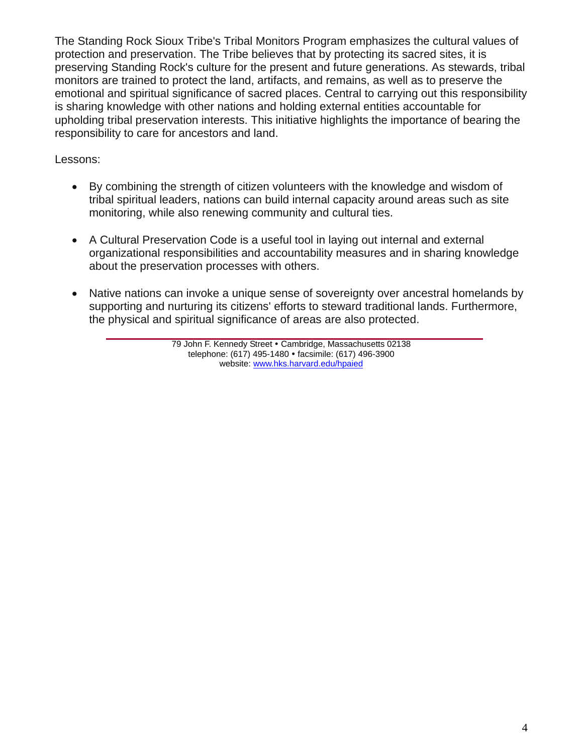The Standing Rock Sioux Tribe's Tribal Monitors Program emphasizes the cultural values of protection and preservation. The Tribe believes that by protecting its sacred sites, it is preserving Standing Rock's culture for the present and future generations. As stewards, tribal monitors are trained to protect the land, artifacts, and remains, as well as to preserve the emotional and spiritual significance of sacred places. Central to carrying out this responsibility is sharing knowledge with other nations and holding external entities accountable for upholding tribal preservation interests. This initiative highlights the importance of bearing the responsibility to care for ancestors and land.

Lessons:

- By combining the strength of citizen volunteers with the knowledge and wisdom of tribal spiritual leaders, nations can build internal capacity around areas such as site monitoring, while also renewing community and cultural ties.
- A Cultural Preservation Code is a useful tool in laying out internal and external organizational responsibilities and accountability measures and in sharing knowledge about the preservation processes with others.
- Native nations can invoke a unique sense of sovereignty over ancestral homelands by supporting and nurturing its citizens' efforts to steward traditional lands. Furthermore, the physical and spiritual significance of areas are also protected.

79 John F. Kennedy Street • Cambridge, Massachusetts 02138
telephone: (617) 495-1480 • facsimile: (617) 496-3900
website: www.hks.harvard.edu/hpaied